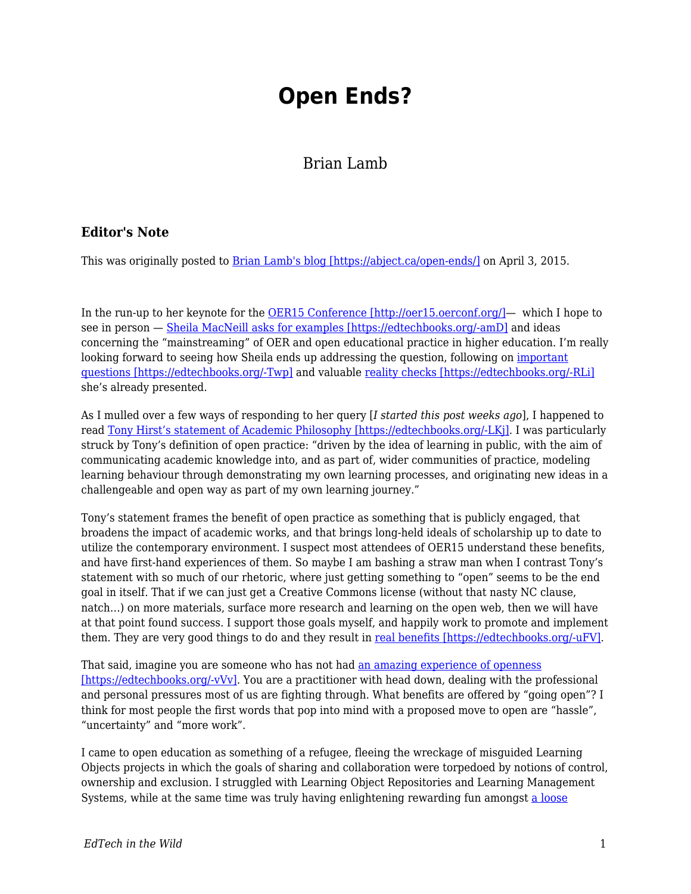# Open Ends?

Brian Lamb

### Editor's Note

This was originally posted to [Brian Lamb's blog [https://abject.ca/open-ends/]](https://abject.ca/open-ends/) on April 3, 2015.

In the run-up to her keynote for the [OER15 Conference [http://oer15.oerconf.org/]](http://oer15.oerconf.org/)— which I hope to see in person — [Sheila MacNeill asks for examples [https://edtechbooks.org/-amD]](https://edtechbooks.org/-amD) and ideas concerning the "mainstreaming" of OER and open educational practice in higher education. I'm really looking forward to seeing how Sheila ends up addressing the question, following on [important questions [https://edtechbooks.org/-Twp]](https://edtechbooks.org/-Twp) and valuable [reality checks [https://edtechbooks.org/-RLi]](https://edtechbooks.org/-RLi) she's already presented.

As I mulled over a few ways of responding to her query [*I started this post weeks ago*], I happened to read [Tony Hirst's statement of Academic Philosophy [https://edtechbooks.org/-LKj]](https://edtechbooks.org/-LKj). I was particularly struck by Tony's definition of open practice: "driven by the idea of learning in public, with the aim of communicating academic knowledge into, and as part of, wider communities of practice, modeling learning behaviour through demonstrating my own learning processes, and originating new ideas in a challengeable and open way as part of my own learning journey."

Tony's statement frames the benefit of open practice as something that is publicly engaged, that broadens the impact of academic works, and that brings long-held ideals of scholarship up to date to utilize the contemporary environment. I suspect most attendees of OER15 understand these benefits, and have first-hand experiences of them. So maybe I am bashing a straw man when I contrast Tony's statement with so much of our rhetoric, where just getting something to "open" seems to be the end goal in itself. That if we can just get a Creative Commons license (without that nasty NC clause, natch…) on more materials, surface more research and learning on the open web, then we will have at that point found success. I support those goals myself, and happily work to promote and implement them. They are very good things to do and they result in [real benefits [https://edtechbooks.org/-uFV]](https://edtechbooks.org/-uFV).

That said, imagine you are someone who has not had [an amazing experience of openness [https://edtechbooks.org/-vVv]](https://edtechbooks.org/-vVv). You are a practitioner with head down, dealing with the professional and personal pressures most of us are fighting through. What benefits are offered by "going open"? I think for most people the first words that pop into mind with a proposed move to open are "hassle", "uncertainty" and "more work".

I came to open education as something of a refugee, fleeing the wreckage of misguided Learning Objects projects in which the goals of sharing and collaboration were torpedoed by notions of control, ownership and exclusion. I struggled with Learning Object Repositories and Learning Management Systems, while at the same time was truly having enlightening rewarding fun amongst a loose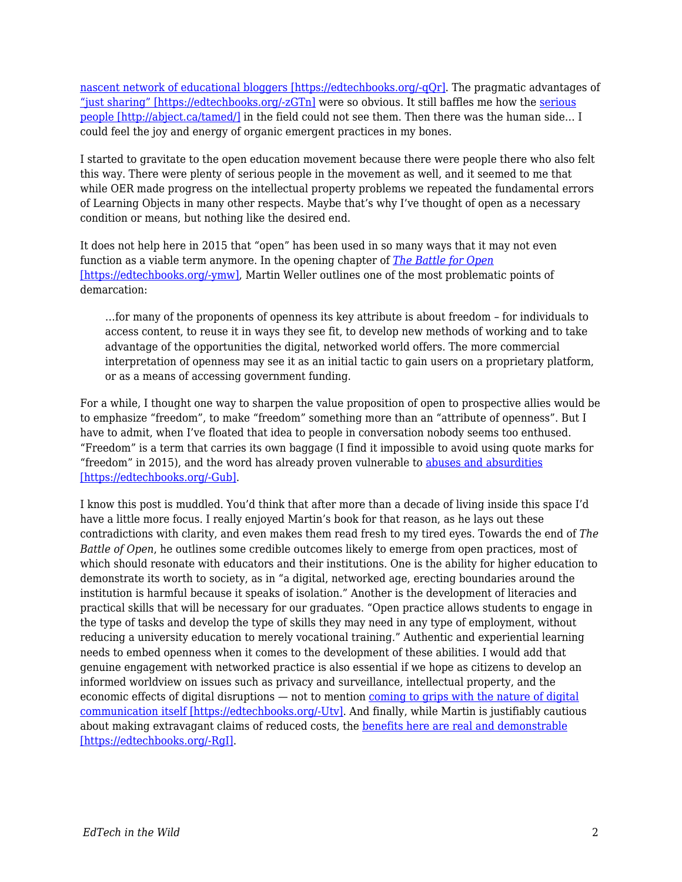[nascent network of educational bloggers [https://edtechbooks.org/-qQr]](https://edtechbooks.org/-qQr). The pragmatic advantages of ["just sharing" [https://edtechbooks.org/-zGTn]](https://edtechbooks.org/-zGTn) were so obvious. It still baffles me how the [serious people [http://abject.ca/tamed/]](http://abject.ca/tamed/) in the field could not see them. Then there was the human side… I could feel the joy and energy of organic emergent practices in my bones.

I started to gravitate to the open education movement because there were people there who also felt this way. There were plenty of serious people in the movement as well, and it seemed to me that while OER made progress on the intellectual property problems we repeated the fundamental errors of Learning Objects in many other respects. Maybe that's why I've thought of open as a necessary condition or means, but nothing like the desired end.

It does not help here in 2015 that "open" has been used in so many ways that it may not even function as a viable term anymore. In the opening chapter of [*The Battle for Open* [https://edtechbooks.org/-ymw]](https://edtechbooks.org/-ymw), Martin Weller outlines one of the most problematic points of demarcation:

> …for many of the proponents of openness its key attribute is about freedom – for individuals to access content, to reuse it in ways they see fit, to develop new methods of working and to take advantage of the opportunities the digital, networked world offers. The more commercial interpretation of openness may see it as an initial tactic to gain users on a proprietary platform, or as a means of accessing government funding.

For a while, I thought one way to sharpen the value proposition of open to prospective allies would be to emphasize "freedom", to make "freedom" something more than an "attribute of openness". But I have to admit, when I've floated that idea to people in conversation nobody seems too enthused. "Freedom" is a term that carries its own baggage (I find it impossible to avoid using quote marks for "freedom" in 2015), and the word has already proven vulnerable to [abuses and absurdities [https://edtechbooks.org/-Gub]](https://edtechbooks.org/-Gub).

I know this post is muddled. You'd think that after more than a decade of living inside this space I'd have a little more focus. I really enjoyed Martin's book for that reason, as he lays out these contradictions with clarity, and even makes them read fresh to my tired eyes. Towards the end of *The Battle of Open*, he outlines some credible outcomes likely to emerge from open practices, most of which should resonate with educators and their institutions. One is the ability for higher education to demonstrate its worth to society, as in "a digital, networked age, erecting boundaries around the institution is harmful because it speaks of isolation." Another is the development of literacies and practical skills that will be necessary for our graduates. "Open practice allows students to engage in the type of tasks and develop the type of skills they may need in any type of employment, without reducing a university education to merely vocational training." Authentic and experiential learning needs to embed openness when it comes to the development of these abilities. I would add that genuine engagement with networked practice is also essential if we hope as citizens to develop an informed worldview on issues such as privacy and surveillance, intellectual property, and the economic effects of digital disruptions — not to mention [coming to grips with the nature of digital communication itself [https://edtechbooks.org/-Utv]](https://edtechbooks.org/-Utv). And finally, while Martin is justifiably cautious about making extravagant claims of reduced costs, the [benefits here are real and demonstrable [https://edtechbooks.org/-RgI]](https://edtechbooks.org/-RgI).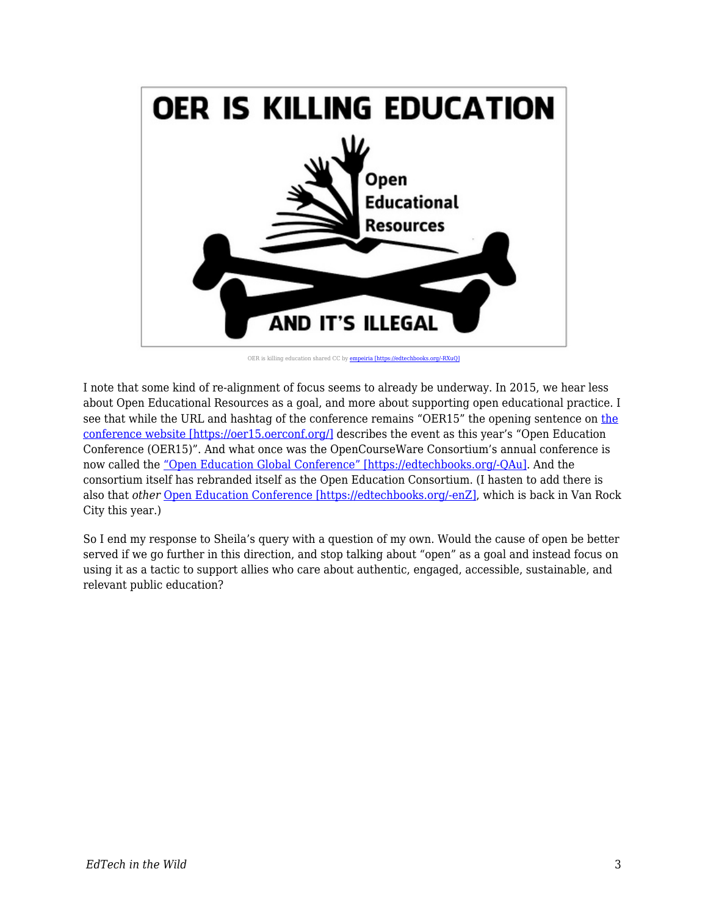OER is killing education shared CC by [empeiria [https://edtechbooks.org/-RXuQ]](https://edtechbooks.org/-RXuQ)

I note that some kind of re-alignment of focus seems to already be underway. In 2015, we hear less about Open Educational Resources as a goal, and more about supporting open educational practice. I see that while the URL and hashtag of the conference remains "OER15" the opening sentence on [the conference website [https://oer15.oerconf.org/]](https://oer15.oerconf.org/) describes the event as this year's "Open Education Conference (OER15)". And what once was the OpenCourseWare Consortium's annual conference is now called the ["Open Education Global Conference" [https://edtechbooks.org/-QAu]](https://edtechbooks.org/-QAu). And the consortium itself has rebranded itself as the Open Education Consortium. (I hasten to add there is also that *other* [Open Education Conference [https://edtechbooks.org/-enZ]](https://edtechbooks.org/-enZ), which is back in Van Rock City this year.)

So I end my response to Sheila's query with a question of my own. Would the cause of open be better served if we go further in this direction, and stop talking about "open" as a goal and instead focus on using it as a tactic to support allies who care about authentic, engaged, accessible, sustainable, and relevant public education?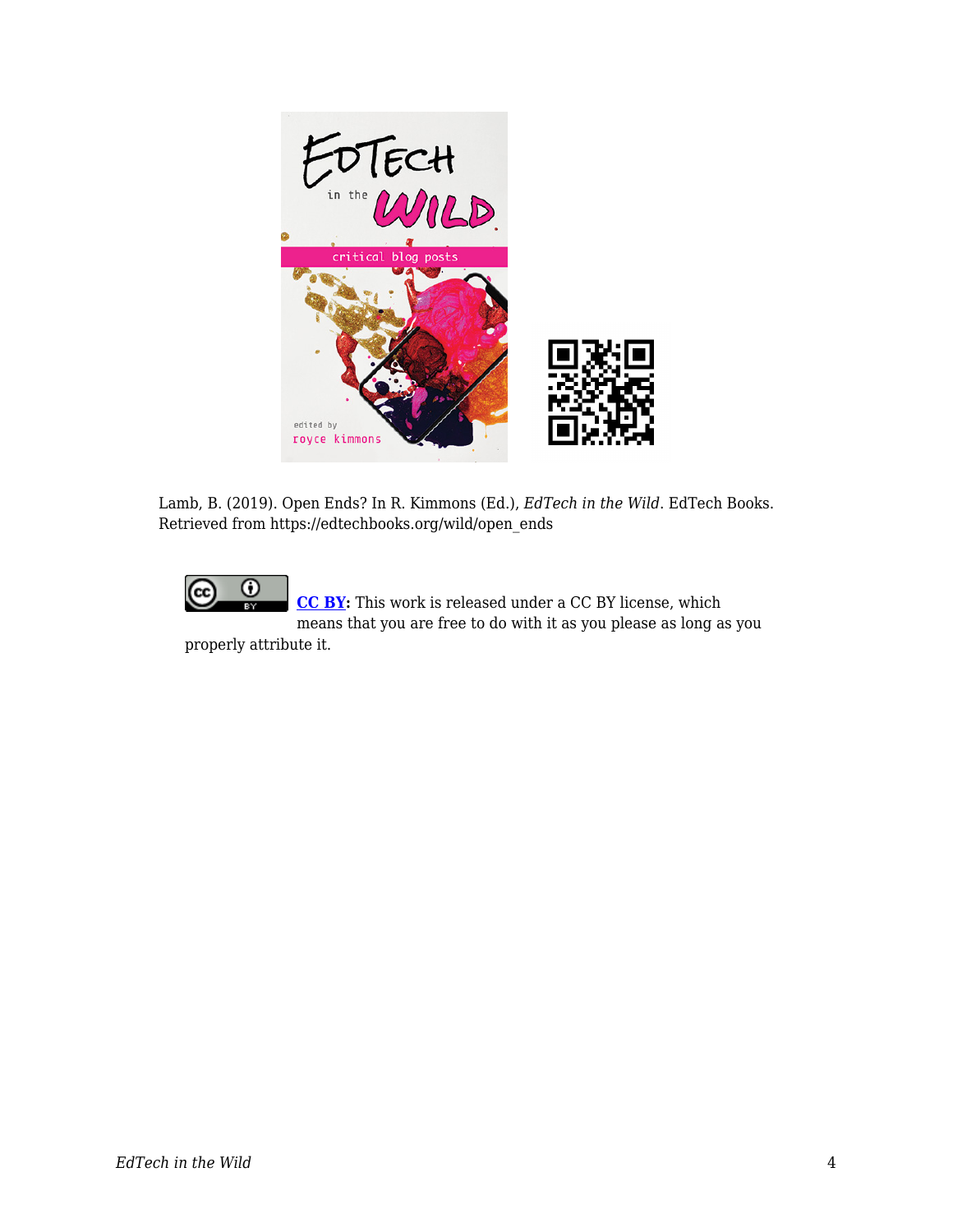Lamb, B. (2019). Open Ends? In R. Kimmons (Ed.), *EdTech in the Wild*. EdTech Books. Retrieved from https://edtechbooks.org/wild/open_ends

**CC BY:** This work is released under a CC BY license, which means that you are free to do with it as you please as long as you properly attribute it.